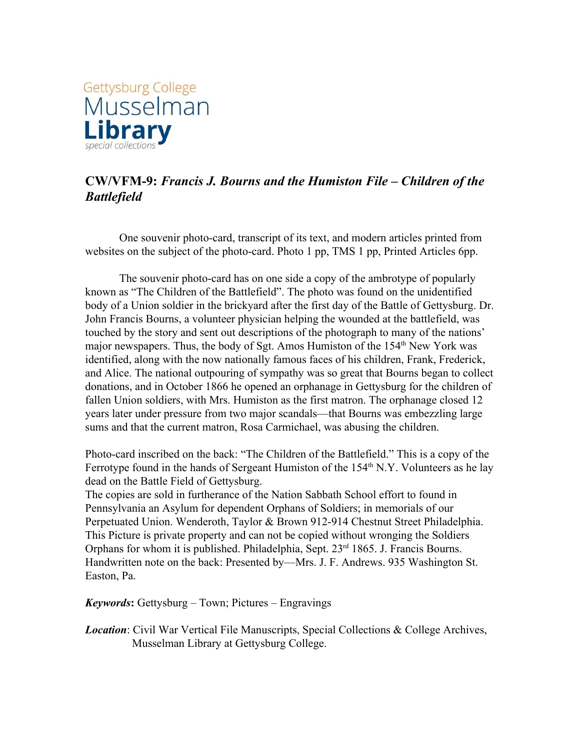Gettysburg College
Musselman
**Library**
*special collections*

## CW/VFM-9: *Francis J. Bourns and the Humiston File – Children of the Battlefield*

One souvenir photo-card, transcript of its text, and modern articles printed from websites on the subject of the photo-card. Photo 1 pp, TMS 1 pp, Printed Articles 6pp.

The souvenir photo-card has on one side a copy of the ambrotype of popularly known as "The Children of the Battlefield". The photo was found on the unidentified body of a Union soldier in the brickyard after the first day of the Battle of Gettysburg. Dr. John Francis Bourns, a volunteer physician helping the wounded at the battlefield, was touched by the story and sent out descriptions of the photograph to many of the nations' major newspapers. Thus, the body of Sgt. Amos Humiston of the 154th New York was identified, along with the now nationally famous faces of his children, Frank, Frederick, and Alice. The national outpouring of sympathy was so great that Bourns began to collect donations, and in October 1866 he opened an orphanage in Gettysburg for the children of fallen Union soldiers, with Mrs. Humiston as the first matron. The orphanage closed 12 years later under pressure from two major scandals—that Bourns was embezzling large sums and that the current matron, Rosa Carmichael, was abusing the children.

Photo-card inscribed on the back: "The Children of the Battlefield." This is a copy of the Ferrotype found in the hands of Sergeant Humiston of the 154th N.Y. Volunteers as he lay dead on the Battle Field of Gettysburg.
The copies are sold in furtherance of the Nation Sabbath School effort to found in Pennsylvania an Asylum for dependent Orphans of Soldiers; in memorials of our Perpetuated Union. Wenderoth, Taylor & Brown 912-914 Chestnut Street Philadelphia. This Picture is private property and can not be copied without wronging the Soldiers Orphans for whom it is published. Philadelphia, Sept. 23rd 1865. J. Francis Bourns.
Handwritten note on the back: Presented by—Mrs. J. F. Andrews. 935 Washington St. Easton, Pa.

***Keywords*:** Gettysburg – Town; Pictures – Engravings

***Location***: Civil War Vertical File Manuscripts, Special Collections & College Archives, Musselman Library at Gettysburg College.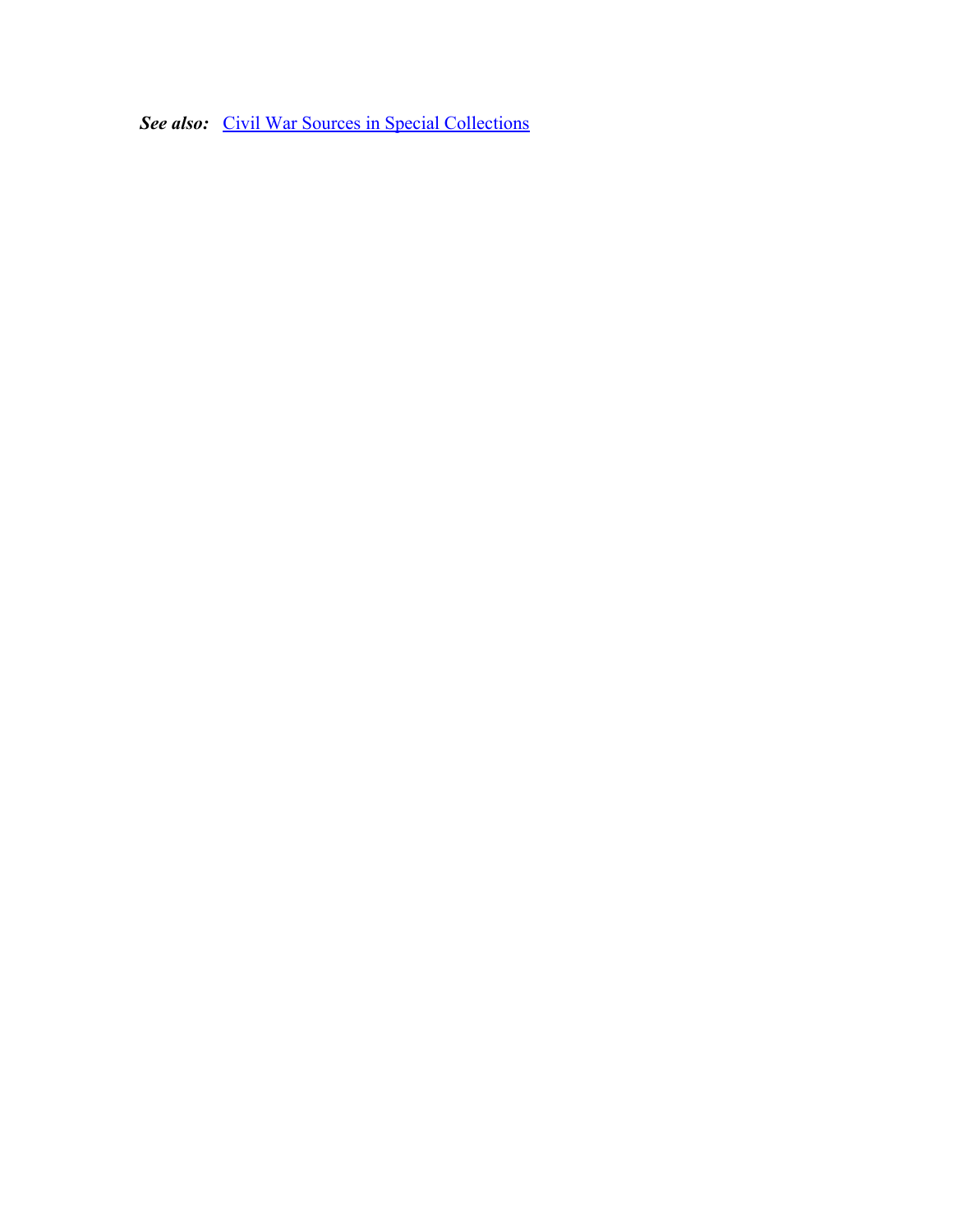***See also:*** [Civil War Sources in Special Collections]